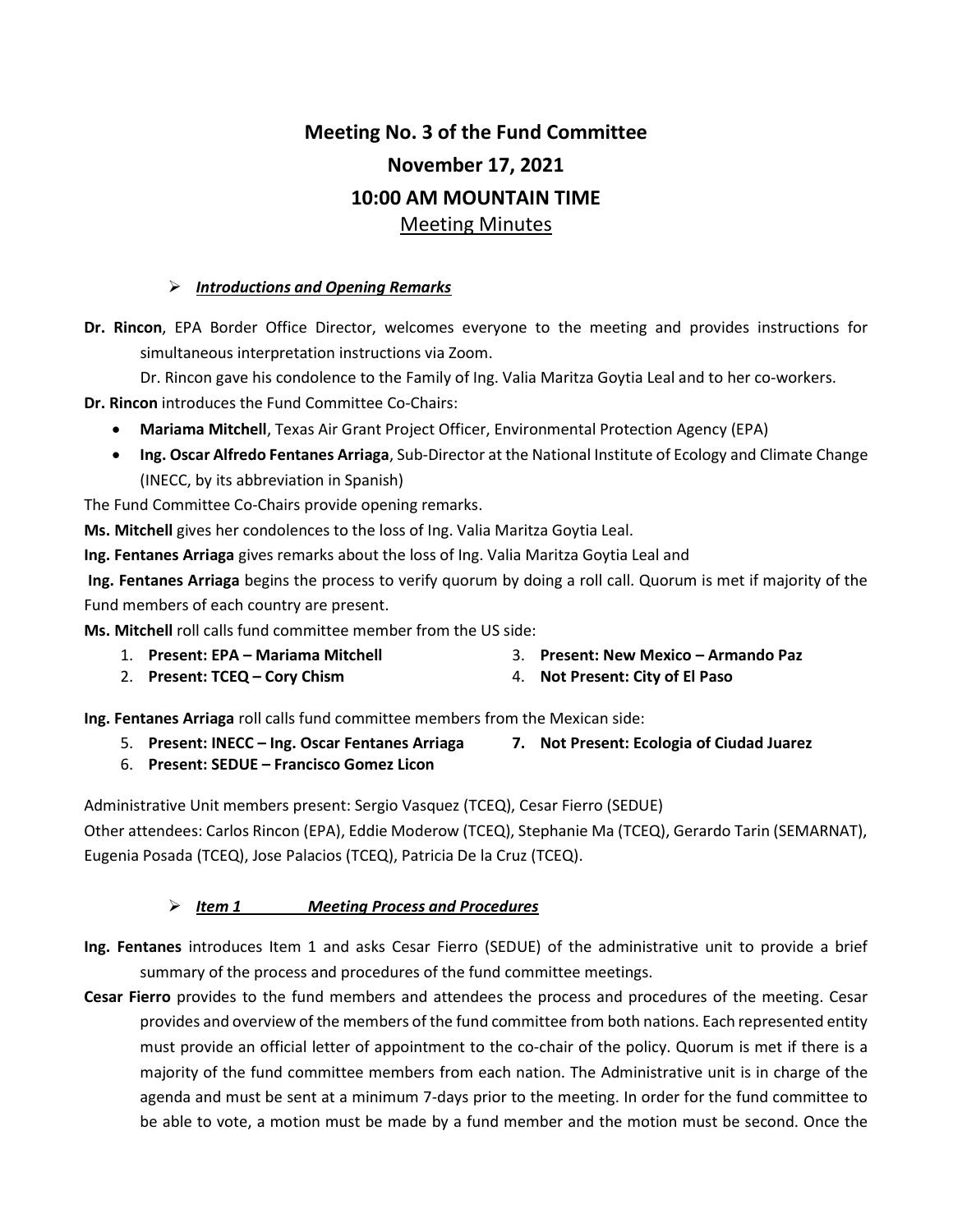# Meeting No. 3 of the Fund Committee

## November 17, 2021

## 10:00 AM MOUNTAIN TIME

## Meeting Minutes

- ***Introductions and Opening Remarks***

**Dr. Rincon**, EPA Border Office Director, welcomes everyone to the meeting and provides instructions for simultaneous interpretation instructions via Zoom.

Dr. Rincon gave his condolence to the Family of Ing. Valia Maritza Goytia Leal and to her co-workers.

**Dr. Rincon** introduces the Fund Committee Co-Chairs:

- **Mariama Mitchell**, Texas Air Grant Project Officer, Environmental Protection Agency (EPA)
- **Ing. Oscar Alfredo Fentanes Arriaga**, Sub-Director at the National Institute of Ecology and Climate Change (INECC, by its abbreviation in Spanish)

The Fund Committee Co-Chairs provide opening remarks.

**Ms. Mitchell** gives her condolences to the loss of Ing. Valia Maritza Goytia Leal.

**Ing. Fentanes Arriaga** gives remarks about the loss of Ing. Valia Maritza Goytia Leal and

**Ing. Fentanes Arriaga** begins the process to verify quorum by doing a roll call. Quorum is met if majority of the Fund members of each country are present.

**Ms. Mitchell** roll calls fund committee member from the US side:

1. **Present: EPA – Mariama Mitchell**
2. **Present: TCEQ – Cory Chism**
3. **Present: New Mexico – Armando Paz**
4. **Not Present: City of El Paso**

**Ing. Fentanes Arriaga** roll calls fund committee members from the Mexican side:

5. **Present: INECC – Ing. Oscar Fentanes Arriaga**
6. **Present: SEDUE – Francisco Gomez Licon**
7. **Not Present: Ecologia of Ciudad Juarez**

Administrative Unit members present: Sergio Vasquez (TCEQ), Cesar Fierro (SEDUE)

Other attendees: Carlos Rincon (EPA), Eddie Moderow (TCEQ), Stephanie Ma (TCEQ), Gerardo Tarin (SEMARNAT), Eugenia Posada (TCEQ), Jose Palacios (TCEQ), Patricia De la Cruz (TCEQ).

- ***Item 1 Meeting Process and Procedures***

**Ing. Fentanes** introduces Item 1 and asks Cesar Fierro (SEDUE) of the administrative unit to provide a brief summary of the process and procedures of the fund committee meetings.

**Cesar Fierro** provides to the fund members and attendees the process and procedures of the meeting. Cesar provides and overview of the members of the fund committee from both nations. Each represented entity must provide an official letter of appointment to the co-chair of the policy. Quorum is met if there is a majority of the fund committee members from each nation. The Administrative unit is in charge of the agenda and must be sent at a minimum 7-days prior to the meeting. In order for the fund committee to be able to vote, a motion must be made by a fund member and the motion must be second. Once the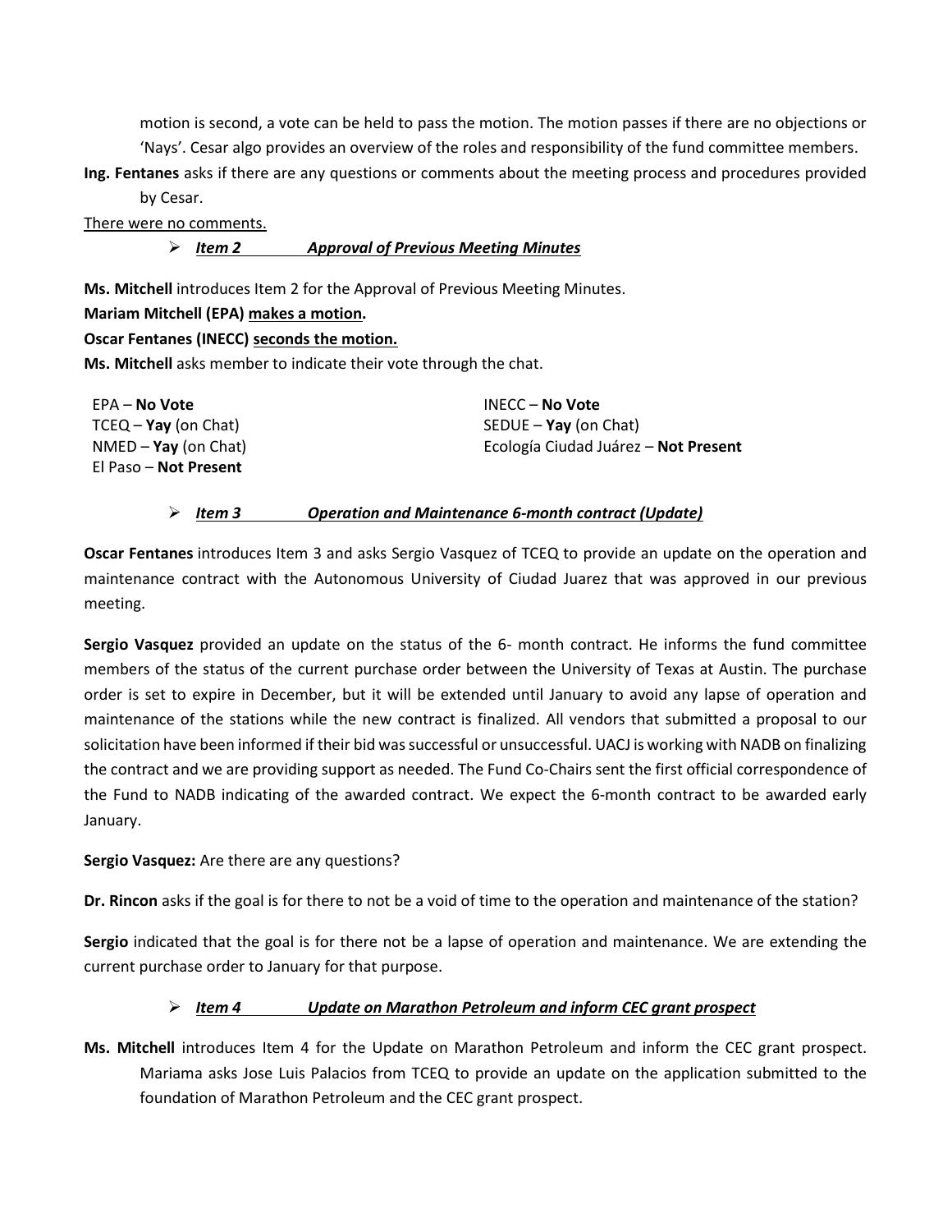motion is second, a vote can be held to pass the motion. The motion passes if there are no objections or 'Nays'. Cesar algo provides an overview of the roles and responsibility of the fund committee members.

**Ing. Fentanes** asks if there are any questions or comments about the meeting process and procedures provided by Cesar.

<u>There were no comments.</u>

➢ ***<u>Item 2 Approval of Previous Meeting Minutes</u>***

**Ms. Mitchell** introduces Item 2 for the Approval of Previous Meeting Minutes.

**Mariam Mitchell (EPA) <u>makes a motion</u>.**

**Oscar Fentanes (INECC) <u>seconds the motion.</u>**

**Ms. Mitchell** asks member to indicate their vote through the chat.

EPA – **No Vote**
TCEQ – **Yay** (on Chat)
NMED – **Yay** (on Chat)
El Paso – **Not Present**
INECC – **No Vote**
SEDUE – **Yay** (on Chat)
Ecología Ciudad Juárez – **Not Present**

➢ ***<u>Item 3 Operation and Maintenance 6-month contract (Update)</u>***

**Oscar Fentanes** introduces Item 3 and asks Sergio Vasquez of TCEQ to provide an update on the operation and maintenance contract with the Autonomous University of Ciudad Juarez that was approved in our previous meeting.

**Sergio Vasquez** provided an update on the status of the 6- month contract. He informs the fund committee members of the status of the current purchase order between the University of Texas at Austin. The purchase order is set to expire in December, but it will be extended until January to avoid any lapse of operation and maintenance of the stations while the new contract is finalized. All vendors that submitted a proposal to our solicitation have been informed if their bid was successful or unsuccessful. UACJ is working with NADB on finalizing the contract and we are providing support as needed. The Fund Co-Chairs sent the first official correspondence of the Fund to NADB indicating of the awarded contract. We expect the 6-month contract to be awarded early January.

**Sergio Vasquez:** Are there are any questions?

**Dr. Rincon** asks if the goal is for there to not be a void of time to the operation and maintenance of the station?

**Sergio** indicated that the goal is for there not be a lapse of operation and maintenance. We are extending the current purchase order to January for that purpose.

➢ ***<u>Item 4 Update on Marathon Petroleum and inform CEC grant prospect</u>***

**Ms. Mitchell** introduces Item 4 for the Update on Marathon Petroleum and inform the CEC grant prospect. Mariama asks Jose Luis Palacios from TCEQ to provide an update on the application submitted to the foundation of Marathon Petroleum and the CEC grant prospect.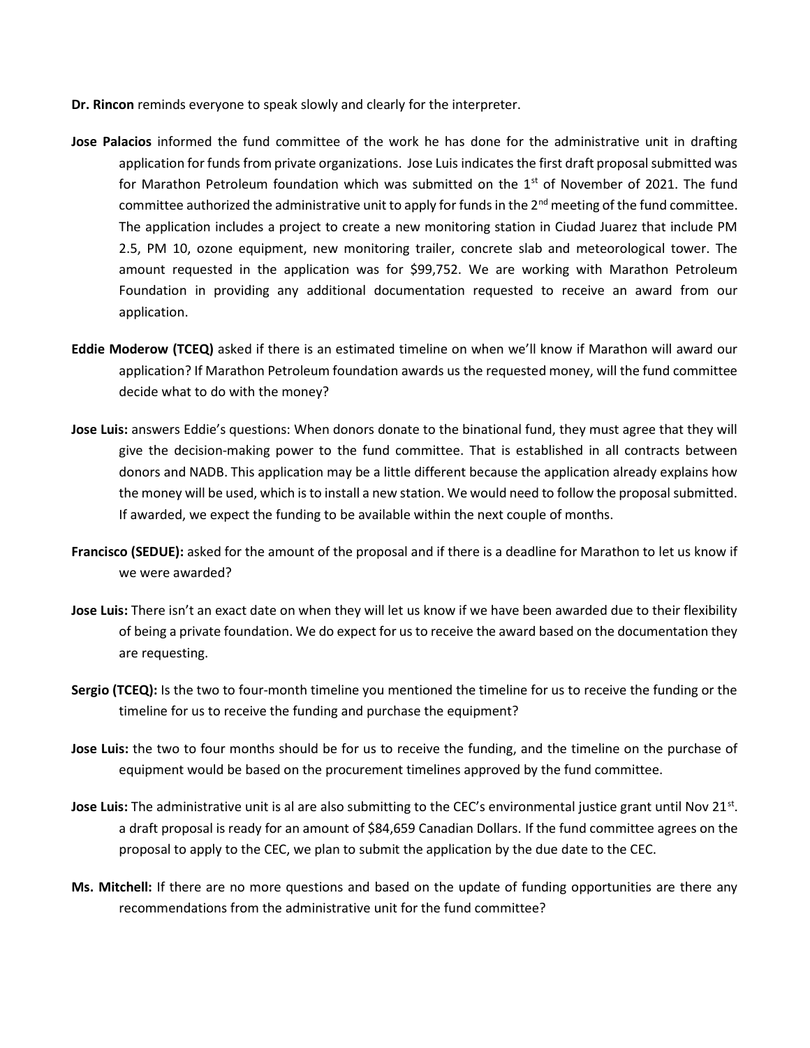**Dr. Rincon** reminds everyone to speak slowly and clearly for the interpreter.

**Jose Palacios** informed the fund committee of the work he has done for the administrative unit in drafting application for funds from private organizations. Jose Luis indicates the first draft proposal submitted was for Marathon Petroleum foundation which was submitted on the 1st of November of 2021. The fund committee authorized the administrative unit to apply for funds in the 2nd meeting of the fund committee. The application includes a project to create a new monitoring station in Ciudad Juarez that include PM 2.5, PM 10, ozone equipment, new monitoring trailer, concrete slab and meteorological tower. The amount requested in the application was for $99,752. We are working with Marathon Petroleum Foundation in providing any additional documentation requested to receive an award from our application.

**Eddie Moderow (TCEQ)** asked if there is an estimated timeline on when we'll know if Marathon will award our application? If Marathon Petroleum foundation awards us the requested money, will the fund committee decide what to do with the money?

**Jose Luis:** answers Eddie's questions: When donors donate to the binational fund, they must agree that they will give the decision-making power to the fund committee. That is established in all contracts between donors and NADB. This application may be a little different because the application already explains how the money will be used, which is to install a new station. We would need to follow the proposal submitted. If awarded, we expect the funding to be available within the next couple of months.

**Francisco (SEDUE):** asked for the amount of the proposal and if there is a deadline for Marathon to let us know if we were awarded?

**Jose Luis:** There isn't an exact date on when they will let us know if we have been awarded due to their flexibility of being a private foundation. We do expect for us to receive the award based on the documentation they are requesting.

**Sergio (TCEQ):** Is the two to four-month timeline you mentioned the timeline for us to receive the funding or the timeline for us to receive the funding and purchase the equipment?

**Jose Luis:** the two to four months should be for us to receive the funding, and the timeline on the purchase of equipment would be based on the procurement timelines approved by the fund committee.

**Jose Luis:** The administrative unit is al are also submitting to the CEC's environmental justice grant until Nov 21st. a draft proposal is ready for an amount of $84,659 Canadian Dollars. If the fund committee agrees on the proposal to apply to the CEC, we plan to submit the application by the due date to the CEC.

**Ms. Mitchell:** If there are no more questions and based on the update of funding opportunities are there any recommendations from the administrative unit for the fund committee?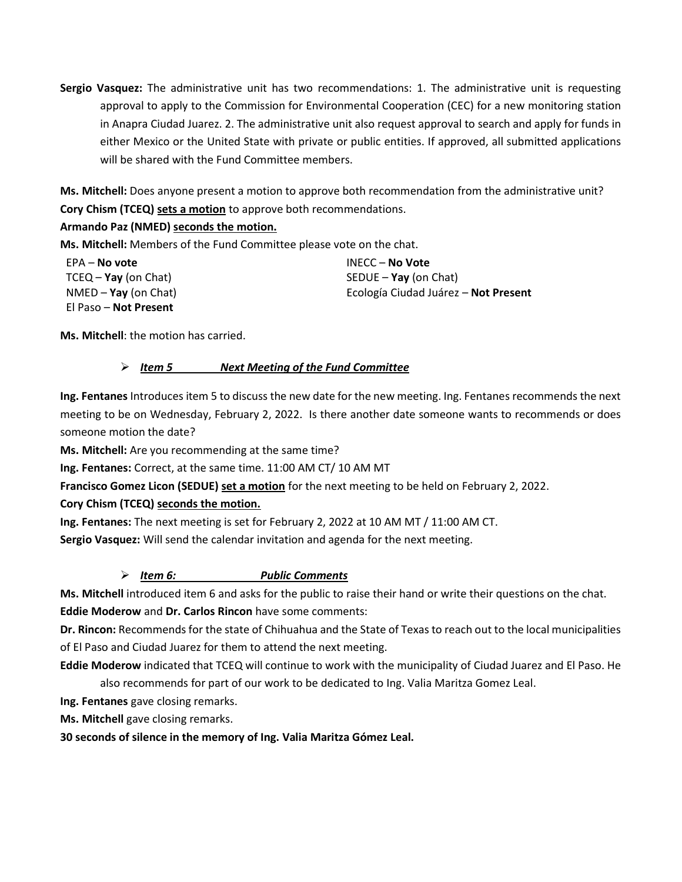**Sergio Vasquez:** The administrative unit has two recommendations: 1. The administrative unit is requesting approval to apply to the Commission for Environmental Cooperation (CEC) for a new monitoring station in Anapra Ciudad Juarez. 2. The administrative unit also request approval to search and apply for funds in either Mexico or the United State with private or public entities. If approved, all submitted applications will be shared with the Fund Committee members.

**Ms. Mitchell:** Does anyone present a motion to approve both recommendation from the administrative unit?

**Cory Chism (TCEQ) <u>sets a motion</u>** to approve both recommendations.

**Armando Paz (NMED) <u>seconds the motion.</u>**

**Ms. Mitchell:** Members of the Fund Committee please vote on the chat.

EPA – **No vote**
TCEQ – **Yay** (on Chat)
NMED – **Yay** (on Chat)
El Paso – **Not Present**

INECC – **No Vote**
SEDUE – **Yay** (on Chat)
Ecología Ciudad Juárez – **Not Present**

**Ms. Mitchell**: the motion has carried.

- ***<u>Item 5 Next Meeting of the Fund Committee</u>***

**Ing. Fentanes** Introduces item 5 to discuss the new date for the new meeting. Ing. Fentanes recommends the next meeting to be on Wednesday, February 2, 2022. Is there another date someone wants to recommends or does someone motion the date?

**Ms. Mitchell:** Are you recommending at the same time?

**Ing. Fentanes:** Correct, at the same time. 11:00 AM CT/ 10 AM MT

**Francisco Gomez Licon (SEDUE) <u>set a motion</u>** for the next meeting to be held on February 2, 2022.

**Cory Chism (TCEQ) <u>seconds the motion.</u>**

**Ing. Fentanes:** The next meeting is set for February 2, 2022 at 10 AM MT / 11:00 AM CT.

**Sergio Vasquez:** Will send the calendar invitation and agenda for the next meeting.

- ***<u>Item 6: Public Comments</u>***

**Ms. Mitchell** introduced item 6 and asks for the public to raise their hand or write their questions on the chat.

**Eddie Moderow** and **Dr. Carlos Rincon** have some comments:

**Dr. Rincon:** Recommends for the state of Chihuahua and the State of Texas to reach out to the local municipalities of El Paso and Ciudad Juarez for them to attend the next meeting.

**Eddie Moderow** indicated that TCEQ will continue to work with the municipality of Ciudad Juarez and El Paso. He also recommends for part of our work to be dedicated to Ing. Valia Maritza Gomez Leal.

**Ing. Fentanes** gave closing remarks.

**Ms. Mitchell** gave closing remarks.

**30 seconds of silence in the memory of Ing. Valia Maritza Gómez Leal.**